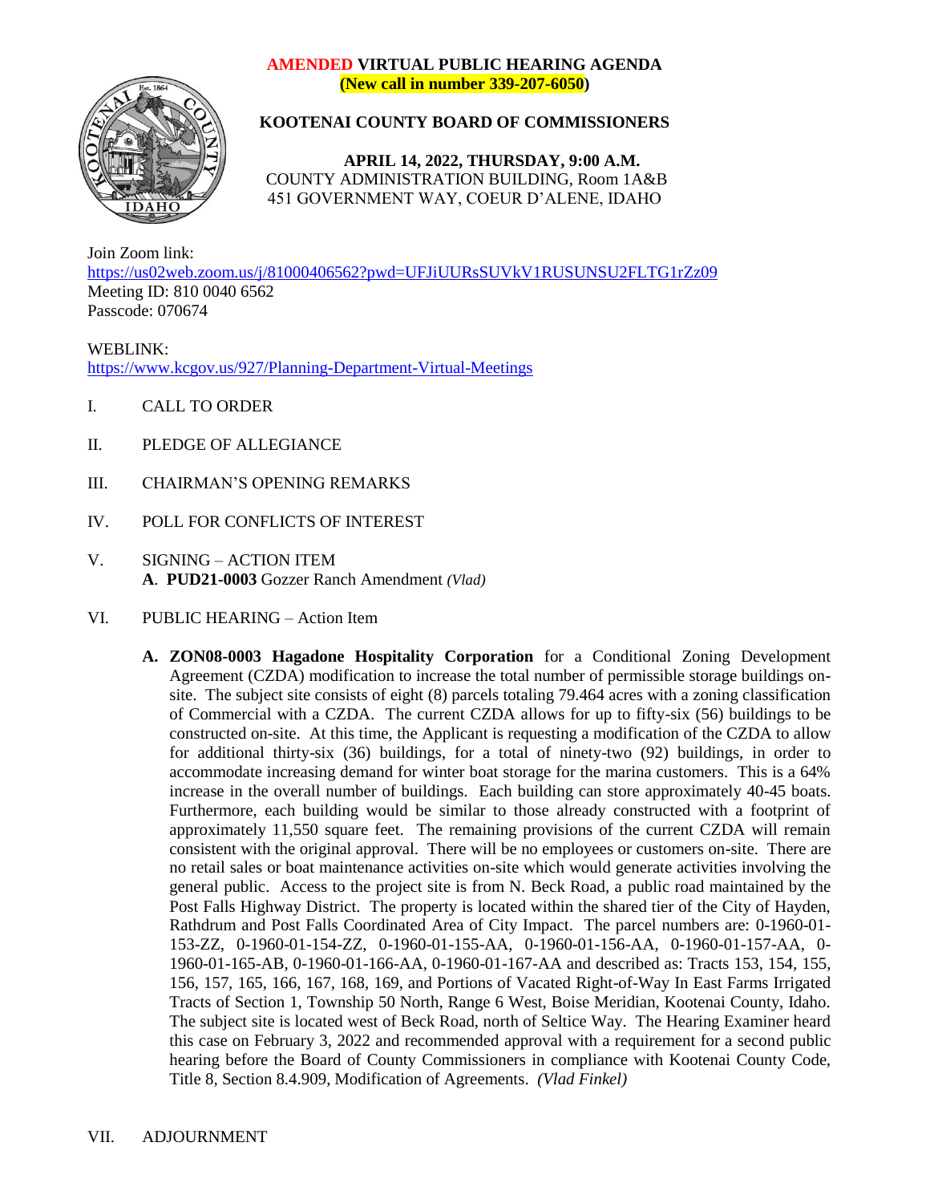**AMENDED VIRTUAL PUBLIC HEARING AGENDA**
**(New call in number 339-207-6050)**

# KOOTENAI COUNTY BOARD OF COMMISSIONERS

**APRIL 14, 2022, THURSDAY, 9:00 A.M.**
COUNTY ADMINISTRATION BUILDING, Room 1A&B
451 GOVERNMENT WAY, COEUR D'ALENE, IDAHO

Join Zoom link:
https://us02web.zoom.us/j/81000406562?pwd=UFJiUURsSUVkV1RUSUNSU2FLTG1rZz09
Meeting ID: 810 0040 6562
Passcode: 070674

WEBLINK:
https://www.kcgov.us/927/Planning-Department-Virtual-Meetings

I. CALL TO ORDER

II. PLEDGE OF ALLEGIANCE

III. CHAIRMAN'S OPENING REMARKS

IV. POLL FOR CONFLICTS OF INTEREST

V. SIGNING – ACTION ITEM
**A**. **PUD21-0003** Gozzer Ranch Amendment *(Vlad)*

VI. PUBLIC HEARING – Action Item

**A. ZON08-0003 Hagadone Hospitality Corporation** for a Conditional Zoning Development Agreement (CZDA) modification to increase the total number of permissible storage buildings on-site. The subject site consists of eight (8) parcels totaling 79.464 acres with a zoning classification of Commercial with a CZDA. The current CZDA allows for up to fifty-six (56) buildings to be constructed on-site. At this time, the Applicant is requesting a modification of the CZDA to allow for additional thirty-six (36) buildings, for a total of ninety-two (92) buildings, in order to accommodate increasing demand for winter boat storage for the marina customers. This is a 64% increase in the overall number of buildings. Each building can store approximately 40-45 boats. Furthermore, each building would be similar to those already constructed with a footprint of approximately 11,550 square feet. The remaining provisions of the current CZDA will remain consistent with the original approval. There will be no employees or customers on-site. There are no retail sales or boat maintenance activities on-site which would generate activities involving the general public. Access to the project site is from N. Beck Road, a public road maintained by the Post Falls Highway District. The property is located within the shared tier of the City of Hayden, Rathdrum and Post Falls Coordinated Area of City Impact. The parcel numbers are: 0-1960-01-153-ZZ, 0-1960-01-154-ZZ, 0-1960-01-155-AA, 0-1960-01-156-AA, 0-1960-01-157-AA, 0-1960-01-165-AB, 0-1960-01-166-AA, 0-1960-01-167-AA and described as: Tracts 153, 154, 155, 156, 157, 165, 166, 167, 168, 169, and Portions of Vacated Right-of-Way In East Farms Irrigated Tracts of Section 1, Township 50 North, Range 6 West, Boise Meridian, Kootenai County, Idaho. The subject site is located west of Beck Road, north of Seltice Way. The Hearing Examiner heard this case on February 3, 2022 and recommended approval with a requirement for a second public hearing before the Board of County Commissioners in compliance with Kootenai County Code, Title 8, Section 8.4.909, Modification of Agreements. *(Vlad Finkel)*

VII. ADJOURNMENT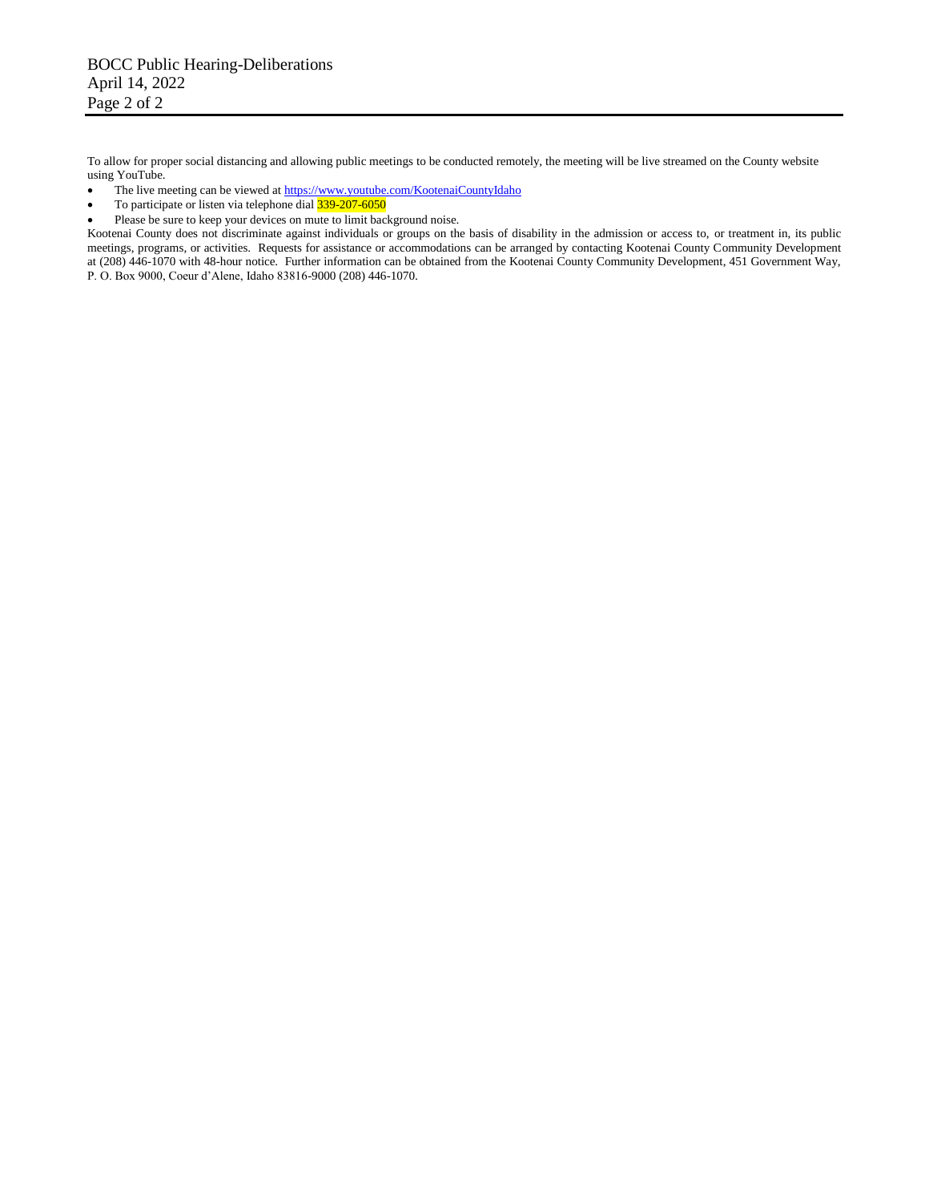To allow for proper social distancing and allowing public meetings to be conducted remotely, the meeting will be live streamed on the County website using YouTube.

- The live meeting can be viewed at https://www.youtube.com/KootenaiCountyIdaho
- To participate or listen via telephone dial 339-207-6050
- Please be sure to keep your devices on mute to limit background noise.

Kootenai County does not discriminate against individuals or groups on the basis of disability in the admission or access to, or treatment in, its public meetings, programs, or activities. Requests for assistance or accommodations can be arranged by contacting Kootenai County Community Development at (208) 446-1070 with 48-hour notice. Further information can be obtained from the Kootenai County Community Development, 451 Government Way, P. O. Box 9000, Coeur d'Alene, Idaho 83816-9000 (208) 446-1070.